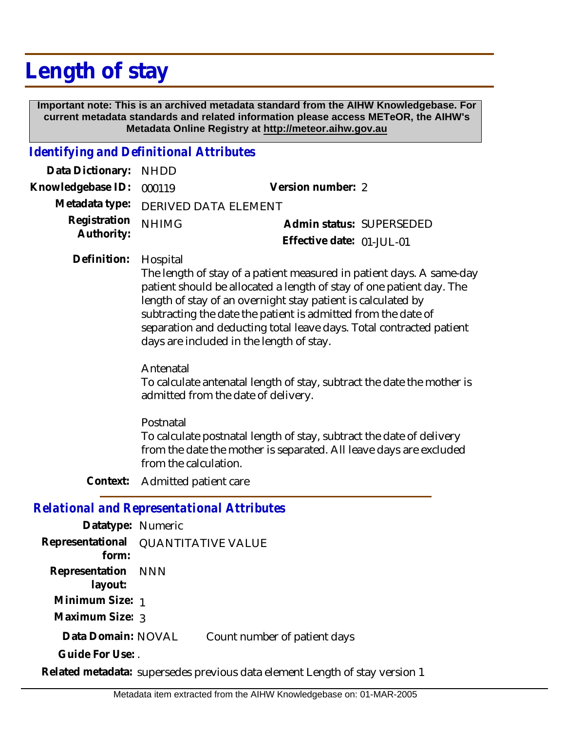# Length of stay

**Important note: This is an archived metadata standard from the AIHW Knowledgebase. For current metadata standards and related information please access METeOR, the AIHW's Metadata Online Registry at http://meteor.aihw.gov.au**

## *Identifying and Definitional Attributes*

**Data Dictionary:** NHDD

**Knowledgebase ID:** 000119 **Version number:** 2

**Metadata type:** DERIVED DATA ELEMENT

**Registration Authority:** NHIMG **Admin status:** SUPERSEDED

**Effective date:** 01-JUL-01

**Definition:** Hospital

The length of stay of a patient measured in patient days. A same-day patient should be allocated a length of stay of one patient day. The length of stay of an overnight stay patient is calculated by subtracting the date the patient is admitted from the date of separation and deducting total leave days. Total contracted patient days are included in the length of stay.

Antenatal

To calculate antenatal length of stay, subtract the date the mother is admitted from the date of delivery.

Postnatal

To calculate postnatal length of stay, subtract the date of delivery from the date the mother is separated. All leave days are excluded from the calculation.

**Context:** Admitted patient care

## *Relational and Representational Attributes*

**Datatype:** Numeric

**Representational form:** QUANTITATIVE VALUE

**Representation layout:** NNN

**Minimum Size:** 1

**Maximum Size:** 3

**Data Domain:** NOVAL Count number of patient days

**Guide For Use:** .

**Related metadata:** supersedes previous data element Length of stay version 1

Metadata item extracted from the AIHW Knowledgebase on: 01-MAR-2005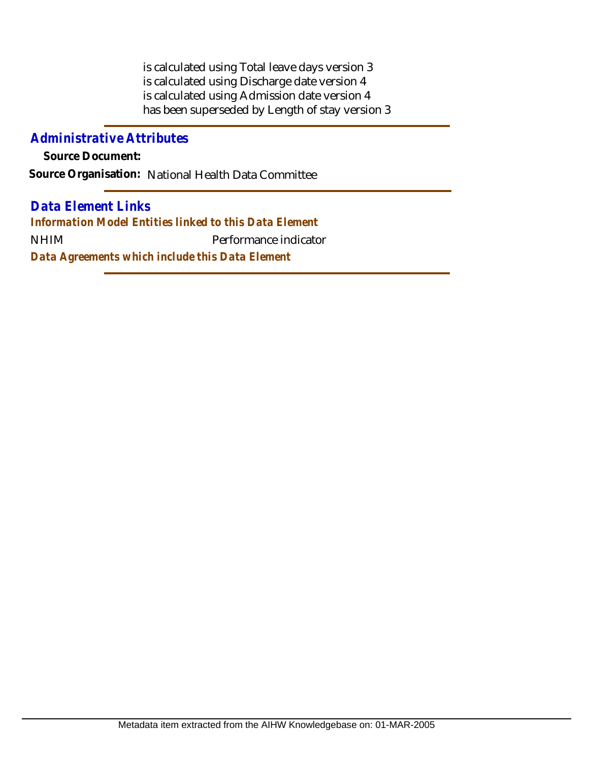is calculated using Total leave days version 3
is calculated using Discharge date version 4
is calculated using Admission date version 4
has been superseded by Length of stay version 3

## Administrative Attributes

**Source Document:**

**Source Organisation:** National Health Data Committee

## Data Element Links

### *Information Model Entities linked to this Data Element*

NHIM Performance indicator

### *Data Agreements which include this Data Element*

Metadata item extracted from the AIHW Knowledgebase on: 01-MAR-2005